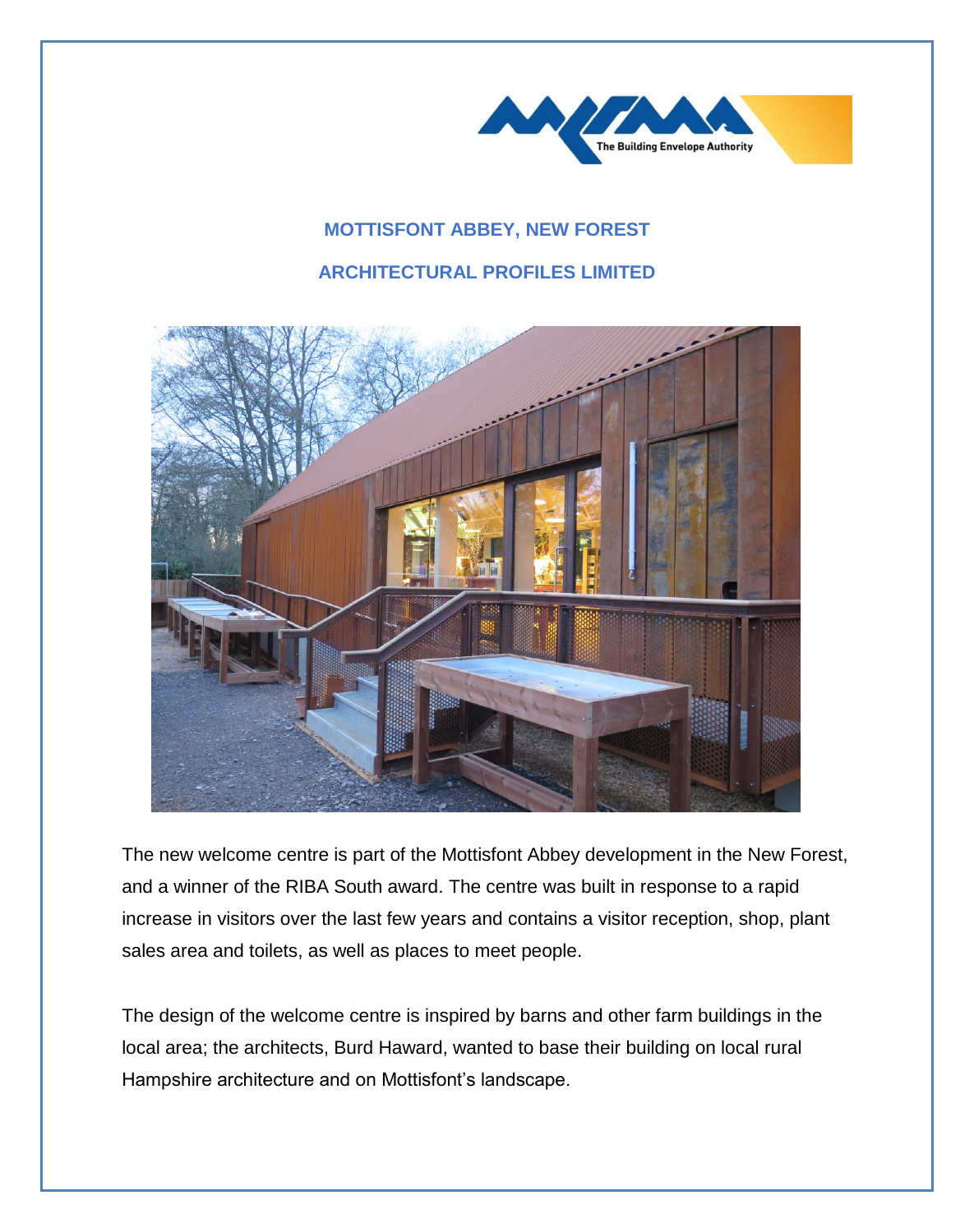## MOTTISFONT ABBEY, NEW FOREST

## ARCHITECTURAL PROFILES LIMITED

The new welcome centre is part of the Mottisfont Abbey development in the New Forest, and a winner of the RIBA South award. The centre was built in response to a rapid increase in visitors over the last few years and contains a visitor reception, shop, plant sales area and toilets, as well as places to meet people.

The design of the welcome centre is inspired by barns and other farm buildings in the local area; the architects, Burd Haward, wanted to base their building on local rural Hampshire architecture and on Mottisfont's landscape.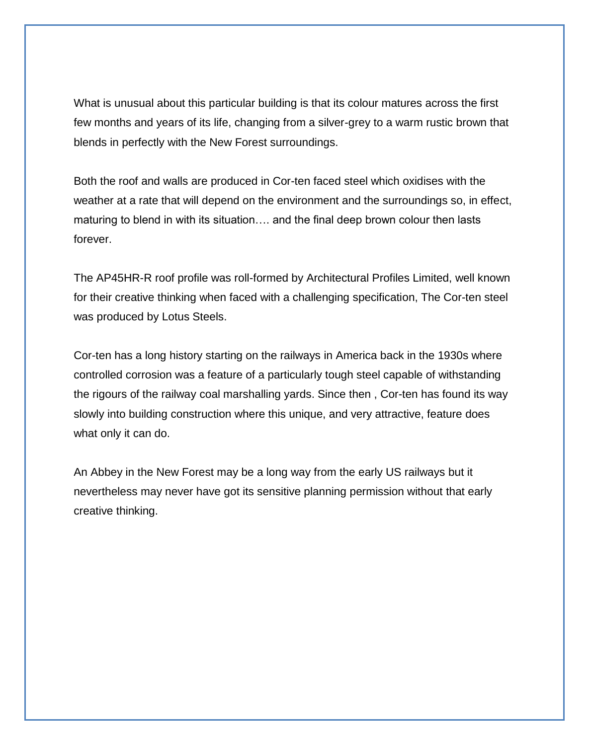What is unusual about this particular building is that its colour matures across the first few months and years of its life, changing from a silver-grey to a warm rustic brown that blends in perfectly with the New Forest surroundings.

Both the roof and walls are produced in Cor-ten faced steel which oxidises with the weather at a rate that will depend on the environment and the surroundings so, in effect, maturing to blend in with its situation…. and the final deep brown colour then lasts forever.

The AP45HR-R roof profile was roll-formed by Architectural Profiles Limited, well known for their creative thinking when faced with a challenging specification, The Cor-ten steel was produced by Lotus Steels.

Cor-ten has a long history starting on the railways in America back in the 1930s where controlled corrosion was a feature of a particularly tough steel capable of withstanding the rigours of the railway coal marshalling yards. Since then , Cor-ten has found its way slowly into building construction where this unique, and very attractive, feature does what only it can do.

An Abbey in the New Forest may be a long way from the early US railways but it nevertheless may never have got its sensitive planning permission without that early creative thinking.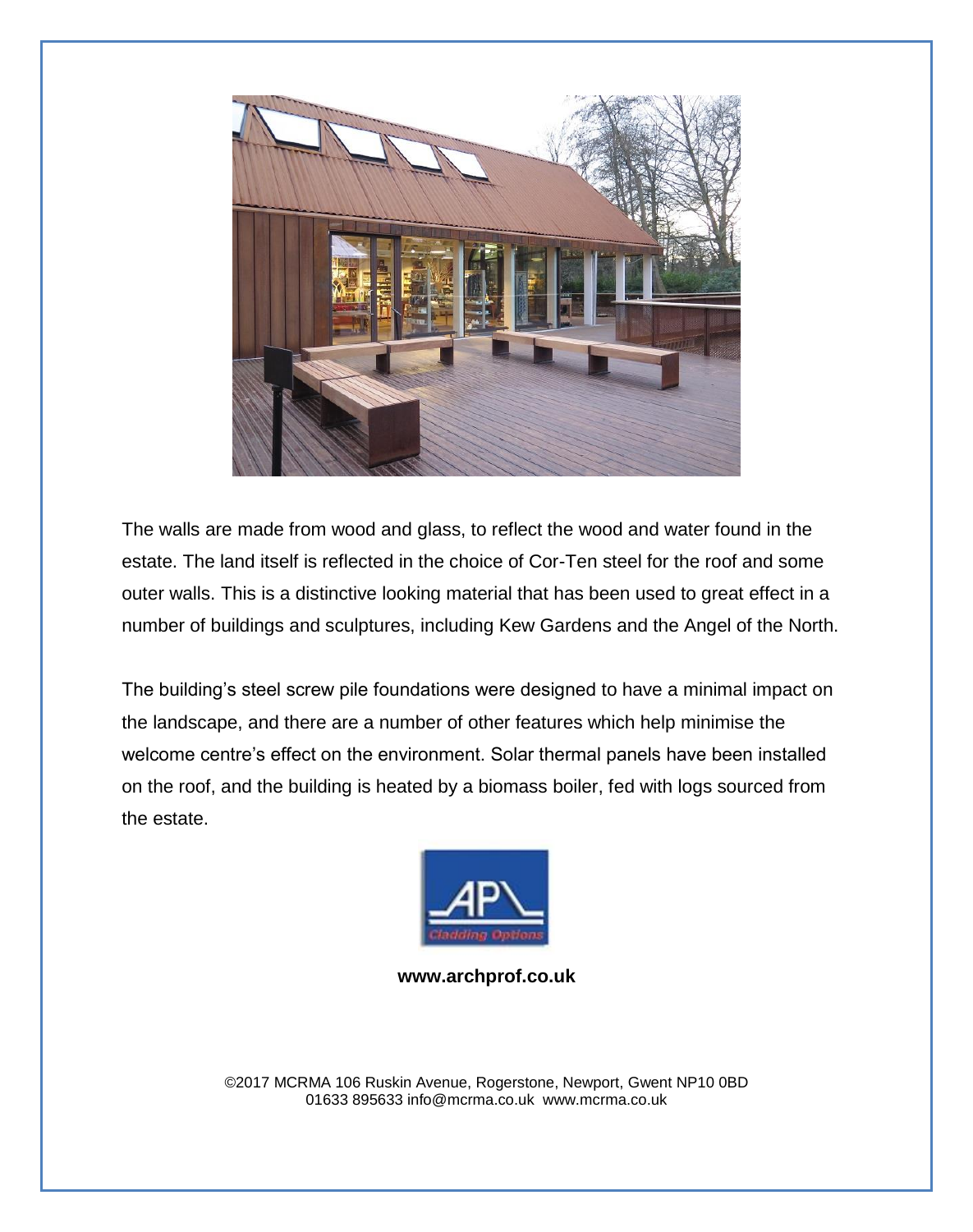The walls are made from wood and glass, to reflect the wood and water found in the estate. The land itself is reflected in the choice of Cor-Ten steel for the roof and some outer walls. This is a distinctive looking material that has been used to great effect in a number of buildings and sculptures, including Kew Gardens and the Angel of the North.

The building's steel screw pile foundations were designed to have a minimal impact on the landscape, and there are a number of other features which help minimise the welcome centre's effect on the environment. Solar thermal panels have been installed on the roof, and the building is heated by a biomass boiler, fed with logs sourced from the estate.

**www.archprof.co.uk**

©2017 MCRMA 106 Ruskin Avenue, Rogerstone, Newport, Gwent NP10 0BD
01633 895633 info@mcrma.co.uk www.mcrma.co.uk